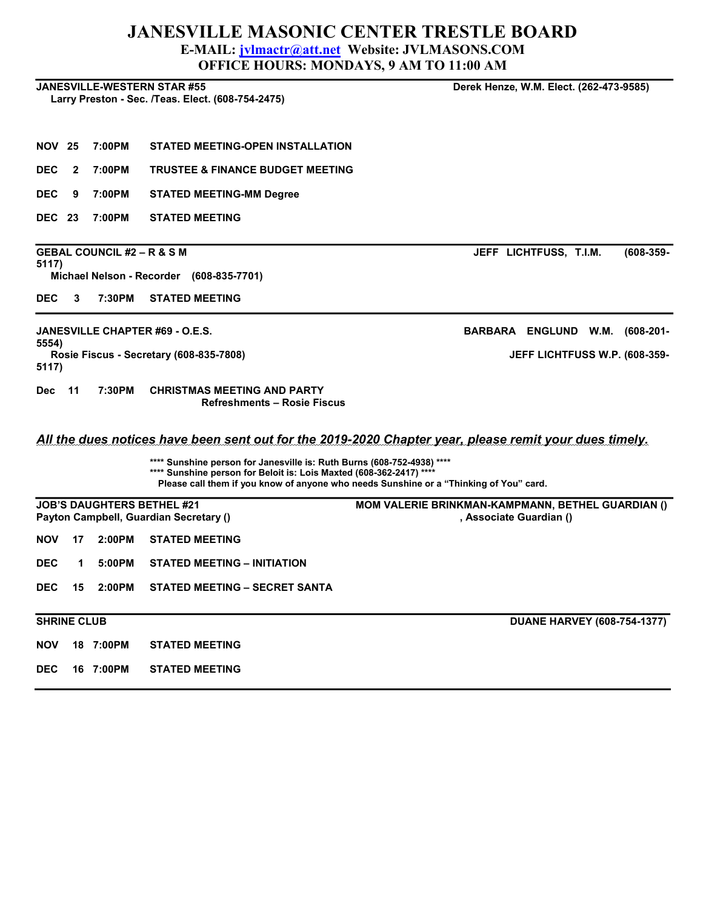# JANESVILLE MASONIC CENTER TRESTLE BOARD

**E-MAIL: jvlmactr@att.net Website: JVLMASONS.COM**

**OFFICE HOURS: MONDAYS, 9 AM TO 11:00 AM**

---

**JANESVILLE-WESTERN STAR #55** — **Derek Henze, W.M. Elect. (262-473-9585)**

**Larry Preston - Sec. /Teas. Elect. (608-754-2475)**

**NOV 25 7:00PM STATED MEETING-OPEN INSTALLATION**

**DEC 2 7:00PM TRUSTEE & FINANCE BUDGET MEETING**

**DEC 9 7:00PM STATED MEETING-MM Degree**

**DEC 23 7:00PM STATED MEETING**

---

**GEBAL COUNCIL #2 – R & S M** — **JEFF LICHTFUSS, T.I.M. (608-359-5117)**

**Michael Nelson - Recorder (608-835-7701)**

**DEC 3 7:30PM STATED MEETING**

---

**JANESVILLE CHAPTER #69 - O.E.S.** — **BARBARA ENGLUND W.M. (608-201-5554)**

**Rosie Fiscus - Secretary (608-835-7808)** — **JEFF LICHTFUSS W.P. (608-359-5117)**

**Dec 11 7:30PM CHRISTMAS MEETING AND PARTY**
**Refreshments – Rosie Fiscus**

***All the dues notices have been sent out for the 2019-2020 Chapter year, please remit your dues timely.***

**\*\*\*\* Sunshine person for Janesville is: Ruth Burns (608-752-4938) \*\*\*\***
**\*\*\*\* Sunshine person for Beloit is: Lois Maxted (608-362-2417) \*\*\*\***
**Please call them if you know of anyone who needs Sunshine or a "Thinking of You" card.**

---

**JOB'S DAUGHTERS BETHEL #21** — **MOM VALERIE BRINKMAN-KAMPMANN, BETHEL GUARDIAN ()**

**Payton Campbell, Guardian Secretary ()** — **, Associate Guardian ()**

**NOV 17 2:00PM STATED MEETING**

**DEC 1 5:00PM STATED MEETING – INITIATION**

**DEC 15 2:00PM STATED MEETING – SECRET SANTA**

---

**SHRINE CLUB** — **DUANE HARVEY (608-754-1377)**

**NOV 18 7:00PM STATED MEETING**

**DEC 16 7:00PM STATED MEETING**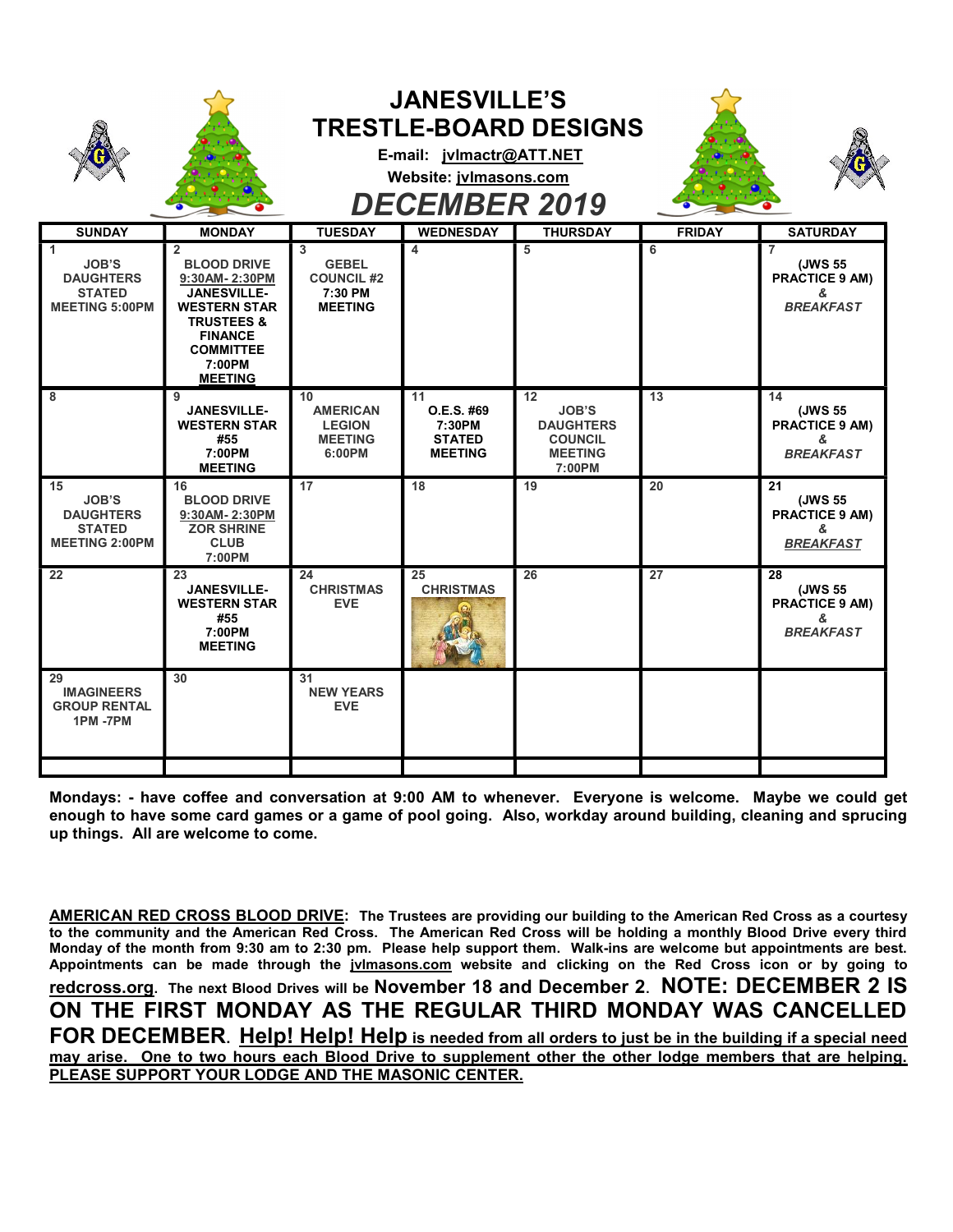# JANESVILLE'S TRESTLE-BOARD DESIGNS

**E-mail: jvlmactr@ATT.NET**

**Website: jvlmasons.com**

## *DECEMBER 2019*

| SUNDAY | MONDAY | TUESDAY | WEDNESDAY | THURSDAY | FRIDAY | SATURDAY |
|---|---|---|---|---|---|---|
| 1 JOB'S DAUGHTERS STATED MEETING 5:00PM | 2 BLOOD DRIVE 9:30AM- 2:30PM JANESVILLE-WESTERN STAR TRUSTEES & FINANCE COMMITTEE 7:00PM MEETING | 3 GEBEL COUNCIL #2 7:30 PM MEETING | 4 | 5 | 6 | 7 (JWS 55 PRACTICE 9 AM) & *BREAKFAST* |
| 8 | 9 JANESVILLE-WESTERN STAR #55 7:00PM MEETING | 10 AMERICAN LEGION MEETING 6:00PM | 11 O.E.S. #69 7:30PM STATED MEETING | 12 JOB'S DAUGHTERS COUNCIL MEETING 7:00PM | 13 | 14 (JWS 55 PRACTICE 9 AM) & *BREAKFAST* |
| 15 JOB'S DAUGHTERS STATED MEETING 2:00PM | 16 BLOOD DRIVE 9:30AM- 2:30PM ZOR SHRINE CLUB 7:00PM | 17 | 18 | 19 | 20 | 21 (JWS 55 PRACTICE 9 AM) & *BREAKFAST* |
| 22 | 23 JANESVILLE-WESTERN STAR #55 7:00PM MEETING | 24 CHRISTMAS EVE | 25 CHRISTMAS | 26 | 27 | 28 (JWS 55 PRACTICE 9 AM) & *BREAKFAST* |
| 29 IMAGINEERS GROUP RENTAL 1PM -7PM | 30 | 31 NEW YEARS EVE | | | | |

**Mondays: - have coffee and conversation at 9:00 AM to whenever. Everyone is welcome. Maybe we could get enough to have some card games or a game of pool going. Also, workday around building, cleaning and sprucing up things. All are welcome to come.**

**AMERICAN RED CROSS BLOOD DRIVE: The Trustees are providing our building to the American Red Cross as a courtesy to the community and the American Red Cross. The American Red Cross will be holding a monthly Blood Drive every third Monday of the month from 9:30 am to 2:30 pm. Please help support them. Walk-ins are welcome but appointments are best. Appointments can be made through the jvlmasons.com website and clicking on the Red Cross icon or by going to redcross.org. The next Blood Drives will be November 18 and December 2. NOTE: DECEMBER 2 IS ON THE FIRST MONDAY AS THE REGULAR THIRD MONDAY WAS CANCELLED FOR DECEMBER. Help! Help! Help is needed from all orders to just be in the building if a special need may arise. One to two hours each Blood Drive to supplement other the other lodge members that are helping. PLEASE SUPPORT YOUR LODGE AND THE MASONIC CENTER.**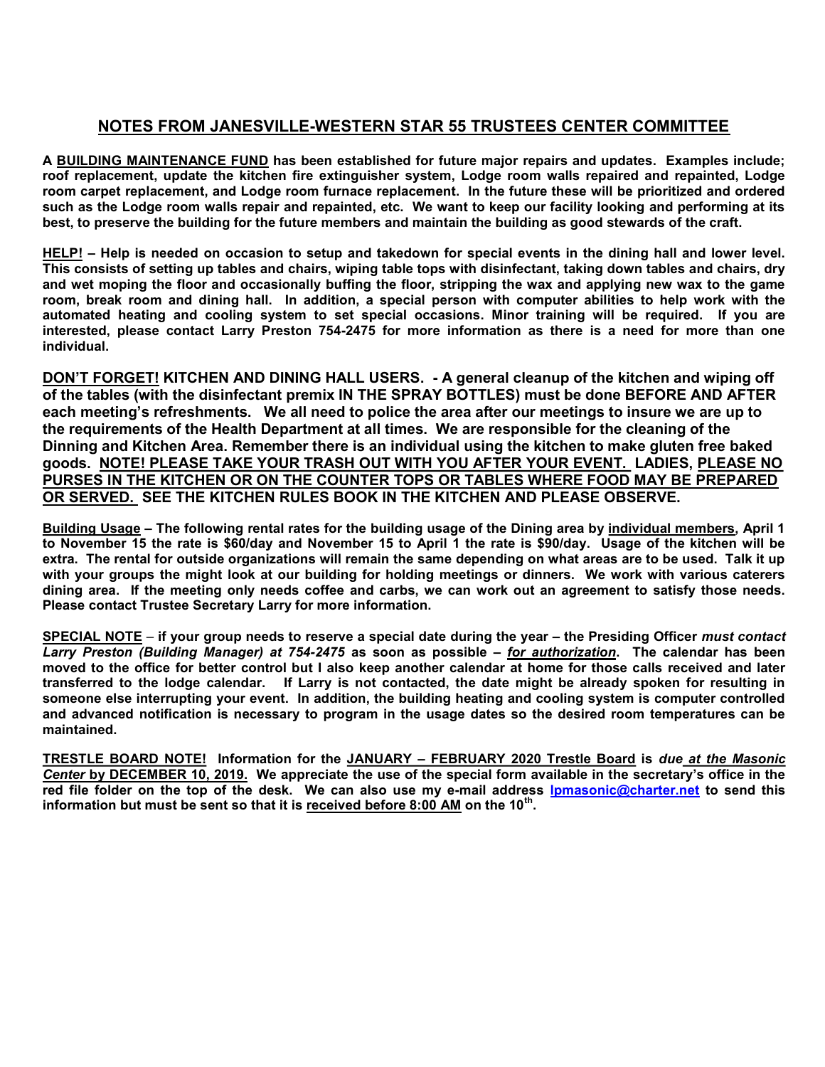## NOTES FROM JANESVILLE-WESTERN STAR 55 TRUSTEES CENTER COMMITTEE

**A BUILDING MAINTENANCE FUND has been established for future major repairs and updates. Examples include; roof replacement, update the kitchen fire extinguisher system, Lodge room walls repaired and repainted, Lodge room carpet replacement, and Lodge room furnace replacement. In the future these will be prioritized and ordered such as the Lodge room walls repair and repainted, etc. We want to keep our facility looking and performing at its best, to preserve the building for the future members and maintain the building as good stewards of the craft.**

**HELP! – Help is needed on occasion to setup and takedown for special events in the dining hall and lower level. This consists of setting up tables and chairs, wiping table tops with disinfectant, taking down tables and chairs, dry and wet moping the floor and occasionally buffing the floor, stripping the wax and applying new wax to the game room, break room and dining hall. In addition, a special person with computer abilities to help work with the automated heating and cooling system to set special occasions. Minor training will be required. If you are interested, please contact Larry Preston 754-2475 for more information as there is a need for more than one individual.**

**DON'T FORGET! KITCHEN AND DINING HALL USERS. - A general cleanup of the kitchen and wiping off of the tables (with the disinfectant premix IN THE SPRAY BOTTLES) must be done BEFORE AND AFTER each meeting's refreshments. We all need to police the area after our meetings to insure we are up to the requirements of the Health Department at all times. We are responsible for the cleaning of the Dinning and Kitchen Area. Remember there is an individual using the kitchen to make gluten free baked goods. NOTE! PLEASE TAKE YOUR TRASH OUT WITH YOU AFTER YOUR EVENT. LADIES, PLEASE NO PURSES IN THE KITCHEN OR ON THE COUNTER TOPS OR TABLES WHERE FOOD MAY BE PREPARED OR SERVED. SEE THE KITCHEN RULES BOOK IN THE KITCHEN AND PLEASE OBSERVE.**

**Building Usage – The following rental rates for the building usage of the Dining area by individual members, April 1 to November 15 the rate is $60/day and November 15 to April 1 the rate is $90/day. Usage of the kitchen will be extra. The rental for outside organizations will remain the same depending on what areas are to be used. Talk it up with your groups the might look at our building for holding meetings or dinners. We work with various caterers dining area. If the meeting only needs coffee and carbs, we can work out an agreement to satisfy those needs. Please contact Trustee Secretary Larry for more information.**

**SPECIAL NOTE – if your group needs to reserve a special date during the year – the Presiding Officer *must contact Larry Preston (Building Manager) at 754-2475* as soon as possible – *for authorization*. The calendar has been moved to the office for better control but I also keep another calendar at home for those calls received and later transferred to the lodge calendar. If Larry is not contacted, the date might be already spoken for resulting in someone else interrupting your event. In addition, the building heating and cooling system is computer controlled and advanced notification is necessary to program in the usage dates so the desired room temperatures can be maintained.**

**TRESTLE BOARD NOTE! Information for the JANUARY – FEBRUARY 2020 Trestle Board is *due at the Masonic Center* by DECEMBER 10, 2019. We appreciate the use of the special form available in the secretary's office in the red file folder on the top of the desk. We can also use my e-mail address lpmasonic@charter.net to send this information but must be sent so that it is received before 8:00 AM on the 10th.**